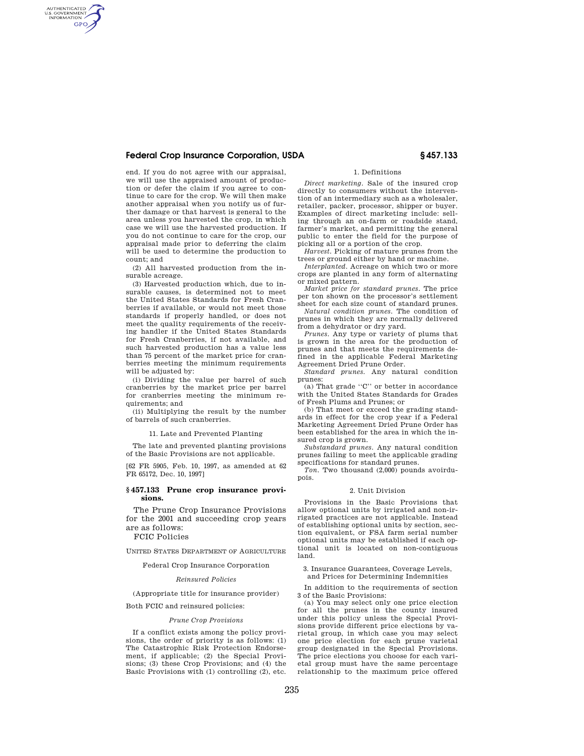end. If you do not agree with our appraisal, we will use the appraised amount of production or defer the claim if you agree to continue to care for the crop. We will then make another appraisal when you notify us of further damage or that harvest is general to the area unless you harvested the crop, in which case we will use the harvested production. If you do not continue to care for the crop, our appraisal made prior to deferring the claim will be used to determine the production to count; and

(2) All harvested production from the insurable acreage.

(3) Harvested production which, due to insurable causes, is determined not to meet the United States Standards for Fresh Cranberries if available, or would not meet those standards if properly handled, or does not meet the quality requirements of the receiving handler if the United States Standards for Fresh Cranberries, if not available, and such harvested production has a value less than 75 percent of the market price for cranberries meeting the minimum requirements will be adjusted by:

(i) Dividing the value per barrel of such cranberries by the market price per barrel for cranberries meeting the minimum requirements; and

(ii) Multiplying the result by the number of barrels of such cranberries.

11. Late and Prevented Planting

The late and prevented planting provisions of the Basic Provisions are not applicable.

[62 FR 5905, Feb. 10, 1997, as amended at 62 FR 65172, Dec. 10, 1997]

## § 457.133 Prune crop insurance provisions.

The Prune Crop Insurance Provisions for the 2001 and succeeding crop years are as follows:

FCIC Policies

UNITED STATES DEPARTMENT OF AGRICULTURE

Federal Crop Insurance Corporation

*Reinsured Policies*

(Appropriate title for insurance provider)

Both FCIC and reinsured policies:

*Prune Crop Provisions*

If a conflict exists among the policy provisions, the order of priority is as follows: (1) The Catastrophic Risk Protection Endorsement, if applicable; (2) the Special Provisions; (3) these Crop Provisions; and (4) the Basic Provisions with (1) controlling (2), etc.

1. Definitions

*Direct marketing.* Sale of the insured crop directly to consumers without the intervention of an intermediary such as a wholesaler, retailer, packer, processor, shipper or buyer. Examples of direct marketing include: selling through an on-farm or roadside stand, farmer's market, and permitting the general public to enter the field for the purpose of picking all or a portion of the crop.

*Harvest.* Picking of mature prunes from the trees or ground either by hand or machine.

*Interplanted.* Acreage on which two or more crops are planted in any form of alternating or mixed pattern.

*Market price for standard prunes.* The price per ton shown on the processor's settlement sheet for each size count of standard prunes.

*Natural condition prunes.* The condition of prunes in which they are normally delivered from a dehydrator or dry yard.

*Prunes.* Any type or variety of plums that is grown in the area for the production of prunes and that meets the requirements defined in the applicable Federal Marketing Agreement Dried Prune Order.

*Standard prunes.* Any natural condition prunes:

(a) That grade "C" or better in accordance with the United States Standards for Grades of Fresh Plums and Prunes; or

(b) That meet or exceed the grading standards in effect for the crop year if a Federal Marketing Agreement Dried Prune Order has been established for the area in which the insured crop is grown.

*Substandard prunes.* Any natural condition prunes failing to meet the applicable grading specifications for standard prunes.

*Ton.* Two thousand (2,000) pounds avoirdupois.

2. Unit Division

Provisions in the Basic Provisions that allow optional units by irrigated and non-irrigated practices are not applicable. Instead of establishing optional units by section, section equivalent, or FSA farm serial number optional units may be established if each optional unit is located on non-contiguous land.

3. Insurance Guarantees, Coverage Levels, and Prices for Determining Indemnities

In addition to the requirements of section 3 of the Basic Provisions:

(a) You may select only one price election for all the prunes in the county insured under this policy unless the Special Provisions provide different price elections by varietal group, in which case you may select one price election for each prune varietal group designated in the Special Provisions. The price elections you choose for each varietal group must have the same percentage relationship to the maximum price offered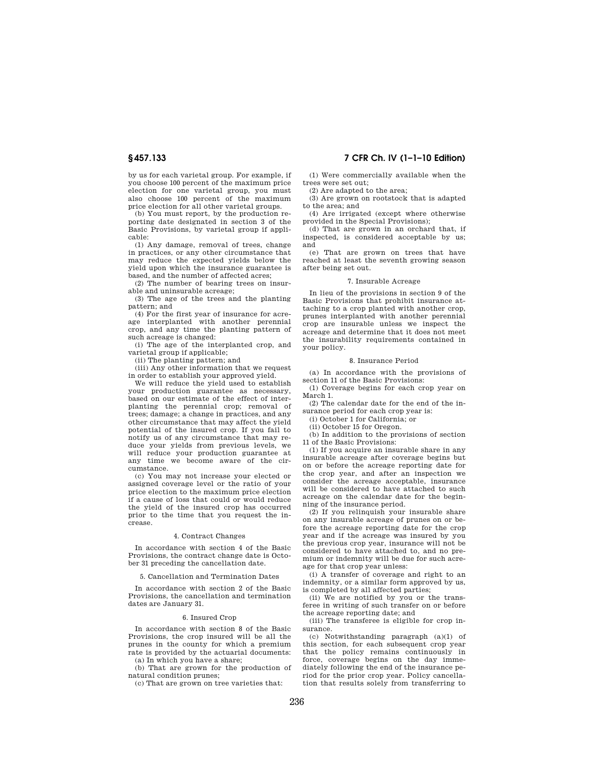by us for each varietal group. For example, if you choose 100 percent of the maximum price election for one varietal group, you must also choose 100 percent of the maximum price election for all other varietal groups.

(b) You must report, by the production reporting date designated in section 3 of the Basic Provisions, by varietal group if applicable:

(1) Any damage, removal of trees, change in practices, or any other circumstance that may reduce the expected yields below the yield upon which the insurance guarantee is based, and the number of affected acres;

(2) The number of bearing trees on insurable and uninsurable acreage;

(3) The age of the trees and the planting pattern; and

(4) For the first year of insurance for acreage interplanted with another perennial crop, and any time the planting pattern of such acreage is changed:

(i) The age of the interplanted crop, and varietal group if applicable;

(ii) The planting pattern; and

(iii) Any other information that we request in order to establish your approved yield.

We will reduce the yield used to establish your production guarantee as necessary, based on our estimate of the effect of interplanting the perennial crop; removal of trees; damage; a change in practices, and any other circumstance that may affect the yield potential of the insured crop. If you fail to notify us of any circumstance that may reduce your yields from previous levels, we will reduce your production guarantee at any time we become aware of the circumstance.

(c) You may not increase your elected or assigned coverage level or the ratio of your price election to the maximum price election if a cause of loss that could or would reduce the yield of the insured crop has occurred prior to the time that you request the increase.

### 4. Contract Changes

In accordance with section 4 of the Basic Provisions, the contract change date is October 31 preceding the cancellation date.

### 5. Cancellation and Termination Dates

In accordance with section 2 of the Basic Provisions, the cancellation and termination dates are January 31.

### 6. Insured Crop

In accordance with section 8 of the Basic Provisions, the crop insured will be all the prunes in the county for which a premium rate is provided by the actuarial documents:

(a) In which you have a share;

(b) That are grown for the production of natural condition prunes;

(c) That are grown on tree varieties that:

(1) Were commercially available when the trees were set out;

(2) Are adapted to the area;

(3) Are grown on rootstock that is adapted to the area; and

(4) Are irrigated (except where otherwise provided in the Special Provisions);

(d) That are grown in an orchard that, if inspected, is considered acceptable by us; and

(e) That are grown on trees that have reached at least the seventh growing season after being set out.

### 7. Insurable Acreage

In lieu of the provisions in section 9 of the Basic Provisions that prohibit insurance attaching to a crop planted with another crop, prunes interplanted with another perennial crop are insurable unless we inspect the acreage and determine that it does not meet the insurability requirements contained in your policy.

### 8. Insurance Period

(a) In accordance with the provisions of section 11 of the Basic Provisions:

(1) Coverage begins for each crop year on March 1.

(2) The calendar date for the end of the insurance period for each crop year is:

(i) October 1 for California; or

(ii) October 15 for Oregon.

(b) In addition to the provisions of section 11 of the Basic Provisions:

(1) If you acquire an insurable share in any insurable acreage after coverage begins but on or before the acreage reporting date for the crop year, and after an inspection we consider the acreage acceptable, insurance will be considered to have attached to such acreage on the calendar date for the beginning of the insurance period.

(2) If you relinquish your insurable share on any insurable acreage of prunes on or before the acreage reporting date for the crop year and if the acreage was insured by you the previous crop year, insurance will not be considered to have attached to, and no premium or indemnity will be due for such acreage for that crop year unless:

(i) A transfer of coverage and right to an indemnity, or a similar form approved by us, is completed by all affected parties;

(ii) We are notified by you or the transferee in writing of such transfer on or before the acreage reporting date; and

(iii) The transferee is eligible for crop insurance.

(c) Notwithstanding paragraph (a)(1) of this section, for each subsequent crop year that the policy remains continuously in force, coverage begins on the day immediately following the end of the insurance period for the prior crop year. Policy cancellation that results solely from transferring to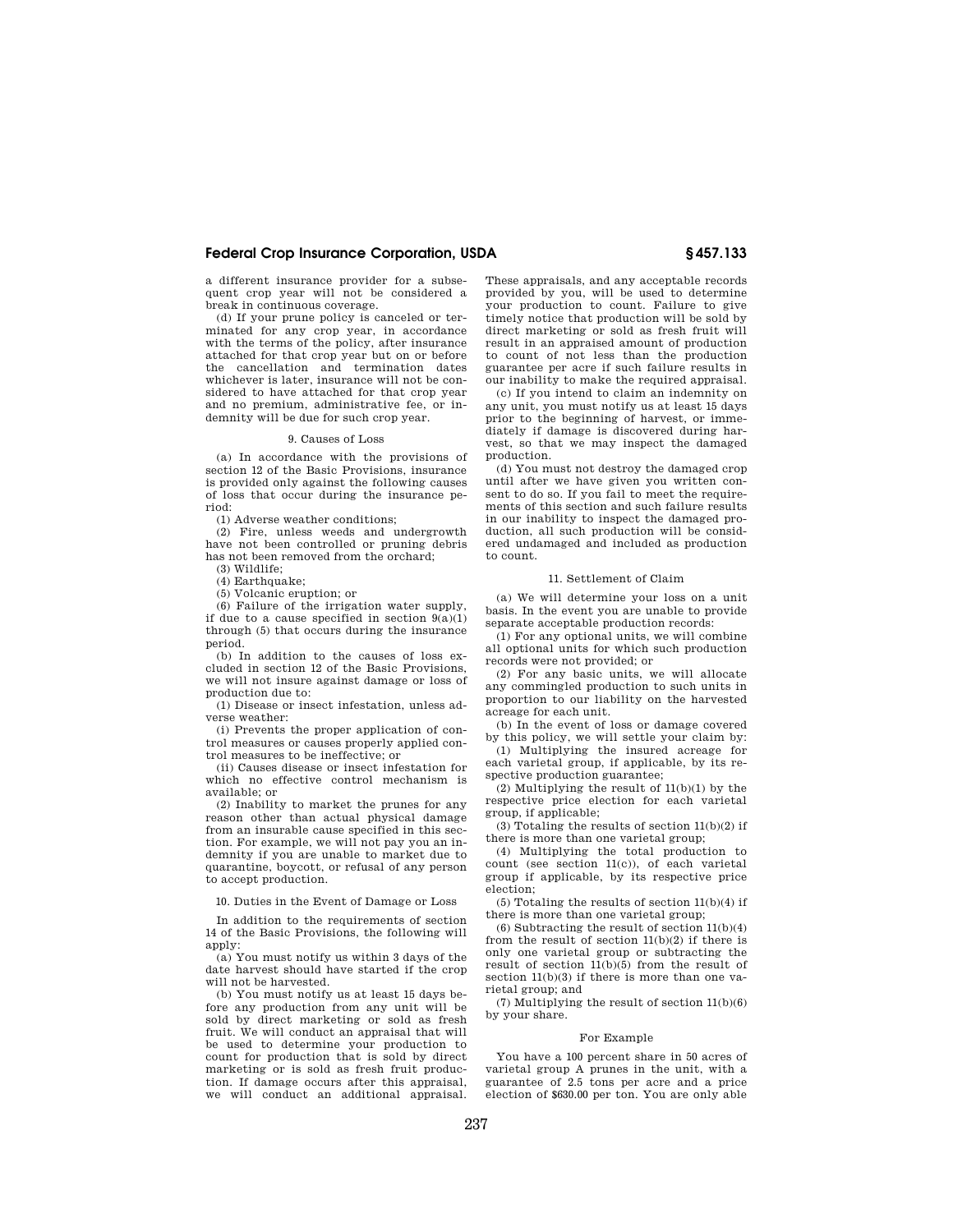a different insurance provider for a subsequent crop year will not be considered a break in continuous coverage.

(d) If your prune policy is canceled or terminated for any crop year, in accordance with the terms of the policy, after insurance attached for that crop year but on or before the cancellation and termination dates whichever is later, insurance will not be considered to have attached for that crop year and no premium, administrative fee, or indemnity will be due for such crop year.

9. Causes of Loss

(a) In accordance with the provisions of section 12 of the Basic Provisions, insurance is provided only against the following causes of loss that occur during the insurance period:

(1) Adverse weather conditions;

(2) Fire, unless weeds and undergrowth have not been controlled or pruning debris has not been removed from the orchard;

(3) Wildlife;

(4) Earthquake;

(5) Volcanic eruption; or

(6) Failure of the irrigation water supply, if due to a cause specified in section 9(a)(1) through (5) that occurs during the insurance period.

(b) In addition to the causes of loss excluded in section 12 of the Basic Provisions, we will not insure against damage or loss of production due to:

(1) Disease or insect infestation, unless adverse weather:

(i) Prevents the proper application of control measures or causes properly applied control measures to be ineffective; or

(ii) Causes disease or insect infestation for which no effective control mechanism is available; or

(2) Inability to market the prunes for any reason other than actual physical damage from an insurable cause specified in this section. For example, we will not pay you an indemnity if you are unable to market due to quarantine, boycott, or refusal of any person to accept production.

10. Duties in the Event of Damage or Loss

In addition to the requirements of section 14 of the Basic Provisions, the following will apply:

(a) You must notify us within 3 days of the date harvest should have started if the crop will not be harvested.

(b) You must notify us at least 15 days before any production from any unit will be sold by direct marketing or sold as fresh fruit. We will conduct an appraisal that will be used to determine your production to count for production that is sold by direct marketing or is sold as fresh fruit production. If damage occurs after this appraisal, we will conduct an additional appraisal. These appraisals, and any acceptable records provided by you, will be used to determine your production to count. Failure to give timely notice that production will be sold by direct marketing or sold as fresh fruit will result in an appraised amount of production to count of not less than the production guarantee per acre if such failure results in our inability to make the required appraisal.

(c) If you intend to claim an indemnity on any unit, you must notify us at least 15 days prior to the beginning of harvest, or immediately if damage is discovered during harvest, so that we may inspect the damaged production.

(d) You must not destroy the damaged crop until after we have given you written consent to do so. If you fail to meet the requirements of this section and such failure results in our inability to inspect the damaged production, all such production will be considered undamaged and included as production to count.

11. Settlement of Claim

(a) We will determine your loss on a unit basis. In the event you are unable to provide separate acceptable production records:

(1) For any optional units, we will combine all optional units for which such production records were not provided; or

(2) For any basic units, we will allocate any commingled production to such units in proportion to our liability on the harvested acreage for each unit.

(b) In the event of loss or damage covered by this policy, we will settle your claim by:

(1) Multiplying the insured acreage for each varietal group, if applicable, by its respective production guarantee;

(2) Multiplying the result of 11(b)(1) by the respective price election for each varietal group, if applicable;

(3) Totaling the results of section 11(b)(2) if there is more than one varietal group;

(4) Multiplying the total production to count (see section 11(c)), of each varietal group if applicable, by its respective price election;

(5) Totaling the results of section 11(b)(4) if there is more than one varietal group;

(6) Subtracting the result of section 11(b)(4) from the result of section 11(b)(2) if there is only one varietal group or subtracting the result of section 11(b)(5) from the result of section 11(b)(3) if there is more than one varietal group; and

(7) Multiplying the result of section 11(b)(6) by your share.

For Example

You have a 100 percent share in 50 acres of varietal group A prunes in the unit, with a guarantee of 2.5 tons per acre and a price election of $630.00 per ton. You are only able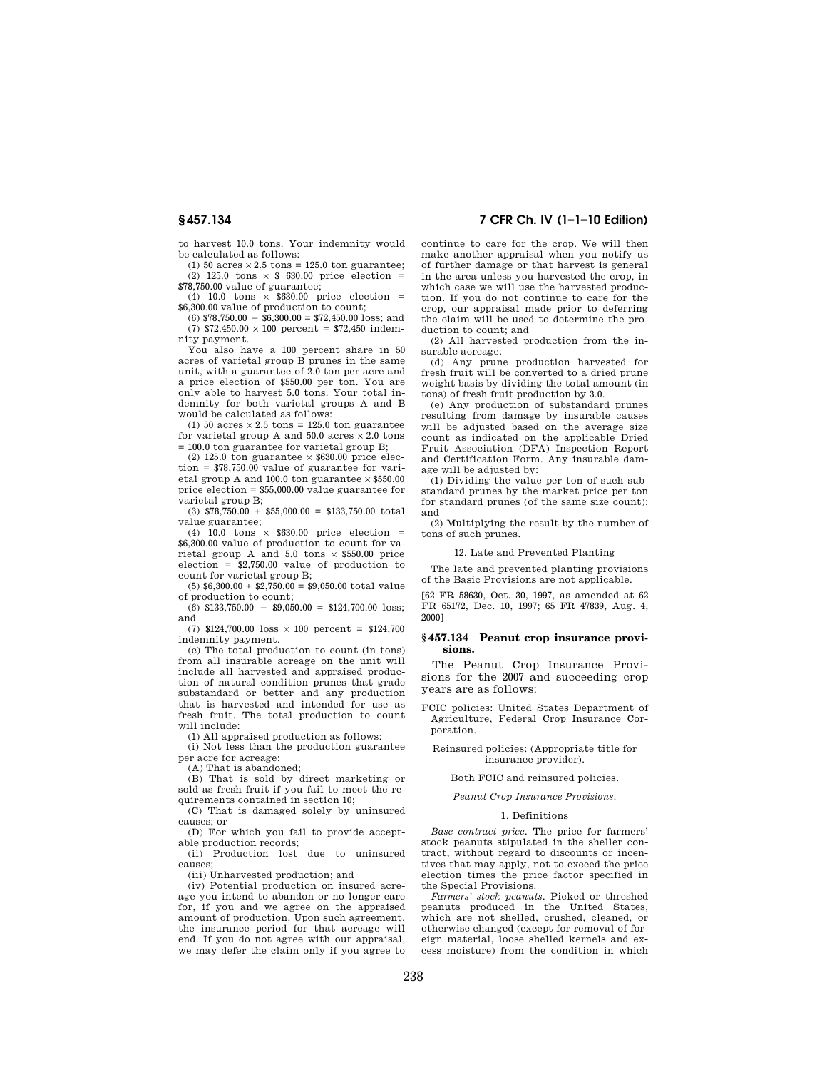to harvest 10.0 tons. Your indemnity would be calculated as follows:

(1) 50 acres × 2.5 tons = 125.0 ton guarantee;

(2) 125.0 tons × $ 630.00 price election = $78,750.00 value of guarantee;

(4) 10.0 tons × $630.00 price election = $6,300.00 value of production to count;

(6) $78,750.00 − $6,300.00 = $72,450.00 loss; and

(7) $72,450.00 × 100 percent = $72,450 indemnity payment.

You also have a 100 percent share in 50 acres of varietal group B prunes in the same unit, with a guarantee of 2.0 ton per acre and a price election of $550.00 per ton. You are only able to harvest 5.0 tons. Your total indemnity for both varietal groups A and B would be calculated as follows:

(1) 50 acres × 2.5 tons = 125.0 ton guarantee for varietal group A and 50.0 acres × 2.0 tons = 100.0 ton guarantee for varietal group B;

(2) 125.0 ton guarantee × $630.00 price election = $78,750.00 value of guarantee for varietal group A and 100.0 ton guarantee × $550.00 price election = $55,000.00 value guarantee for varietal group B;

(3) $78,750.00 + $55,000.00 = $133,750.00 total value guarantee;

(4) 10.0 tons × $630.00 price election = $6,300.00 value of production to count for varietal group A and 5.0 tons × $550.00 price election = $2,750.00 value of production to count for varietal group B;

(5) $6,300.00 + $2,750.00 = $9,050.00 total value of production to count;

(6) $133,750.00 − $9,050.00 = $124,700.00 loss; and

(7) $124,700.00 loss × 100 percent = $124,700 indemnity payment.

(c) The total production to count (in tons) from all insurable acreage on the unit will include all harvested and appraised production of natural condition prunes that grade substandard or better and any production that is harvested and intended for use as fresh fruit. The total production to count will include:

(1) All appraised production as follows:

(i) Not less than the production guarantee per acre for acreage:

(A) That is abandoned;

(B) That is sold by direct marketing or sold as fresh fruit if you fail to meet the requirements contained in section 10;

(C) That is damaged solely by uninsured causes; or

(D) For which you fail to provide acceptable production records;

(ii) Production lost due to uninsured causes;

(iii) Unharvested production; and

(iv) Potential production on insured acreage you intend to abandon or no longer care for, if you and we agree on the appraised amount of production. Upon such agreement, the insurance period for that acreage will end. If you do not agree with our appraisal, we may defer the claim only if you agree to continue to care for the crop. We will then make another appraisal when you notify us of further damage or that harvest is general in the area unless you harvested the crop, in which case we will use the harvested production. If you do not continue to care for the crop, our appraisal made prior to deferring the claim will be used to determine the production to count; and

(2) All harvested production from the insurable acreage.

(d) Any prune production harvested for fresh fruit will be converted to a dried prune weight basis by dividing the total amount (in tons) of fresh fruit production by 3.0.

(e) Any production of substandard prunes resulting from damage by insurable causes will be adjusted based on the average size count as indicated on the applicable Dried Fruit Association (DFA) Inspection Report and Certification Form. Any insurable damage will be adjusted by:

(1) Dividing the value per ton of such substandard prunes by the market price per ton for standard prunes (of the same size count); and

(2) Multiplying the result by the number of tons of such prunes.

12. Late and Prevented Planting

The late and prevented planting provisions of the Basic Provisions are not applicable.

[62 FR 58630, Oct. 30, 1997, as amended at 62 FR 65172, Dec. 10, 1997; 65 FR 47839, Aug. 4, 2000]

## § 457.134 Peanut crop insurance provisions.

The Peanut Crop Insurance Provisions for the 2007 and succeeding crop years are as follows:

FCIC policies: United States Department of Agriculture, Federal Crop Insurance Corporation.

Reinsured policies: (Appropriate title for insurance provider).

Both FCIC and reinsured policies.

*Peanut Crop Insurance Provisions.*

1. Definitions

*Base contract price.* The price for farmers' stock peanuts stipulated in the sheller contract, without regard to discounts or incentives that may apply, not to exceed the price election times the price factor specified in the Special Provisions.

*Farmers' stock peanuts.* Picked or threshed peanuts produced in the United States, which are not shelled, crushed, cleaned, or otherwise changed (except for removal of foreign material, loose shelled kernels and excess moisture) from the condition in which